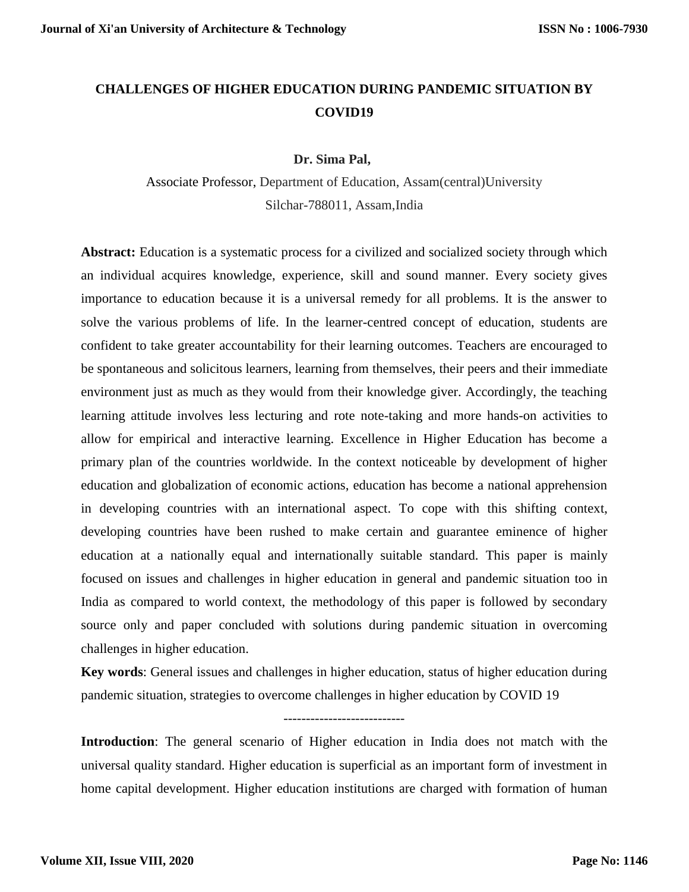# CHALLENGES OF HIGHER EDUCATION DURING PANDEMIC SITUATION BY COVID19

**Dr. Sima Pal,**

Associate Professor, Department of Education, Assam(central)University
Silchar-788011, Assam,India

**Abstract:** Education is a systematic process for a civilized and socialized society through which an individual acquires knowledge, experience, skill and sound manner. Every society gives importance to education because it is a universal remedy for all problems. It is the answer to solve the various problems of life. In the learner-centred concept of education, students are confident to take greater accountability for their learning outcomes. Teachers are encouraged to be spontaneous and solicitous learners, learning from themselves, their peers and their immediate environment just as much as they would from their knowledge giver. Accordingly, the teaching learning attitude involves less lecturing and rote note-taking and more hands-on activities to allow for empirical and interactive learning. Excellence in Higher Education has become a primary plan of the countries worldwide. In the context noticeable by development of higher education and globalization of economic actions, education has become a national apprehension in developing countries with an international aspect. To cope with this shifting context, developing countries have been rushed to make certain and guarantee eminence of higher education at a nationally equal and internationally suitable standard. This paper is mainly focused on issues and challenges in higher education in general and pandemic situation too in India as compared to world context, the methodology of this paper is followed by secondary source only and paper concluded with solutions during pandemic situation in overcoming challenges in higher education.

**Key words**: General issues and challenges in higher education, status of higher education during pandemic situation, strategies to overcome challenges in higher education by COVID 19

---------------------------

**Introduction**: The general scenario of Higher education in India does not match with the universal quality standard. Higher education is superficial as an important form of investment in home capital development. Higher education institutions are charged with formation of human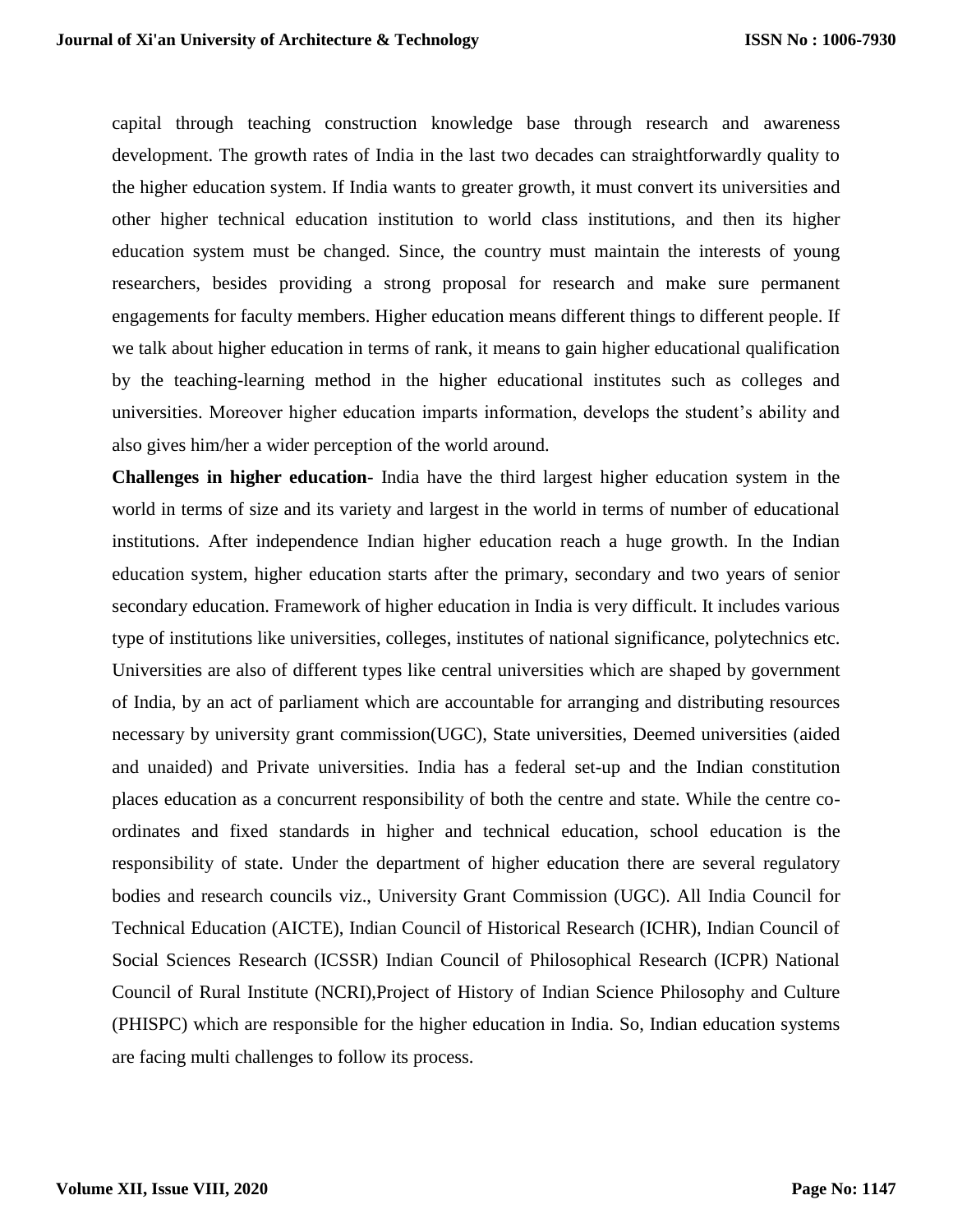capital through teaching construction knowledge base through research and awareness development. The growth rates of India in the last two decades can straightforwardly quality to the higher education system. If India wants to greater growth, it must convert its universities and other higher technical education institution to world class institutions, and then its higher education system must be changed. Since, the country must maintain the interests of young researchers, besides providing a strong proposal for research and make sure permanent engagements for faculty members. Higher education means different things to different people. If we talk about higher education in terms of rank, it means to gain higher educational qualification by the teaching-learning method in the higher educational institutes such as colleges and universities. Moreover higher education imparts information, develops the student's ability and also gives him/her a wider perception of the world around.

**Challenges in higher education**- India have the third largest higher education system in the world in terms of size and its variety and largest in the world in terms of number of educational institutions. After independence Indian higher education reach a huge growth. In the Indian education system, higher education starts after the primary, secondary and two years of senior secondary education. Framework of higher education in India is very difficult. It includes various type of institutions like universities, colleges, institutes of national significance, polytechnics etc. Universities are also of different types like central universities which are shaped by government of India, by an act of parliament which are accountable for arranging and distributing resources necessary by university grant commission(UGC), State universities, Deemed universities (aided and unaided) and Private universities. India has a federal set-up and the Indian constitution places education as a concurrent responsibility of both the centre and state. While the centre co-ordinates and fixed standards in higher and technical education, school education is the responsibility of state. Under the department of higher education there are several regulatory bodies and research councils viz., University Grant Commission (UGC). All India Council for Technical Education (AICTE), Indian Council of Historical Research (ICHR), Indian Council of Social Sciences Research (ICSSR) Indian Council of Philosophical Research (ICPR) National Council of Rural Institute (NCRI),Project of History of Indian Science Philosophy and Culture (PHISPC) which are responsible for the higher education in India. So, Indian education systems are facing multi challenges to follow its process.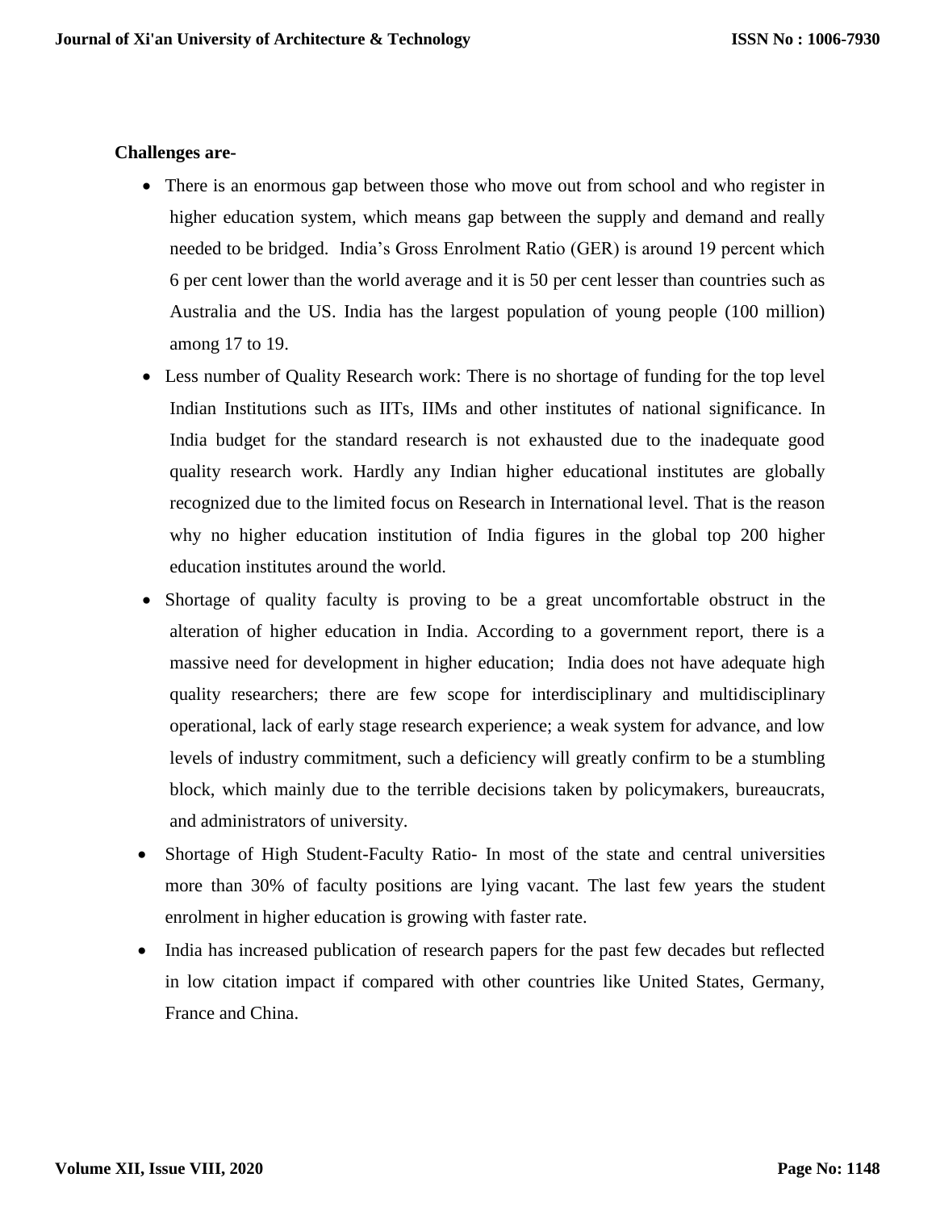**Challenges are-**

- There is an enormous gap between those who move out from school and who register in higher education system, which means gap between the supply and demand and really needed to be bridged. India's Gross Enrolment Ratio (GER) is around 19 percent which 6 per cent lower than the world average and it is 50 per cent lesser than countries such as Australia and the US. India has the largest population of young people (100 million) among 17 to 19.
- Less number of Quality Research work: There is no shortage of funding for the top level Indian Institutions such as IITs, IIMs and other institutes of national significance. In India budget for the standard research is not exhausted due to the inadequate good quality research work. Hardly any Indian higher educational institutes are globally recognized due to the limited focus on Research in International level. That is the reason why no higher education institution of India figures in the global top 200 higher education institutes around the world.
- Shortage of quality faculty is proving to be a great uncomfortable obstruct in the alteration of higher education in India. According to a government report, there is a massive need for development in higher education; India does not have adequate high quality researchers; there are few scope for interdisciplinary and multidisciplinary operational, lack of early stage research experience; a weak system for advance, and low levels of industry commitment, such a deficiency will greatly confirm to be a stumbling block, which mainly due to the terrible decisions taken by policymakers, bureaucrats, and administrators of university.
- Shortage of High Student-Faculty Ratio- In most of the state and central universities more than 30% of faculty positions are lying vacant. The last few years the student enrolment in higher education is growing with faster rate.
- India has increased publication of research papers for the past few decades but reflected in low citation impact if compared with other countries like United States, Germany, France and China.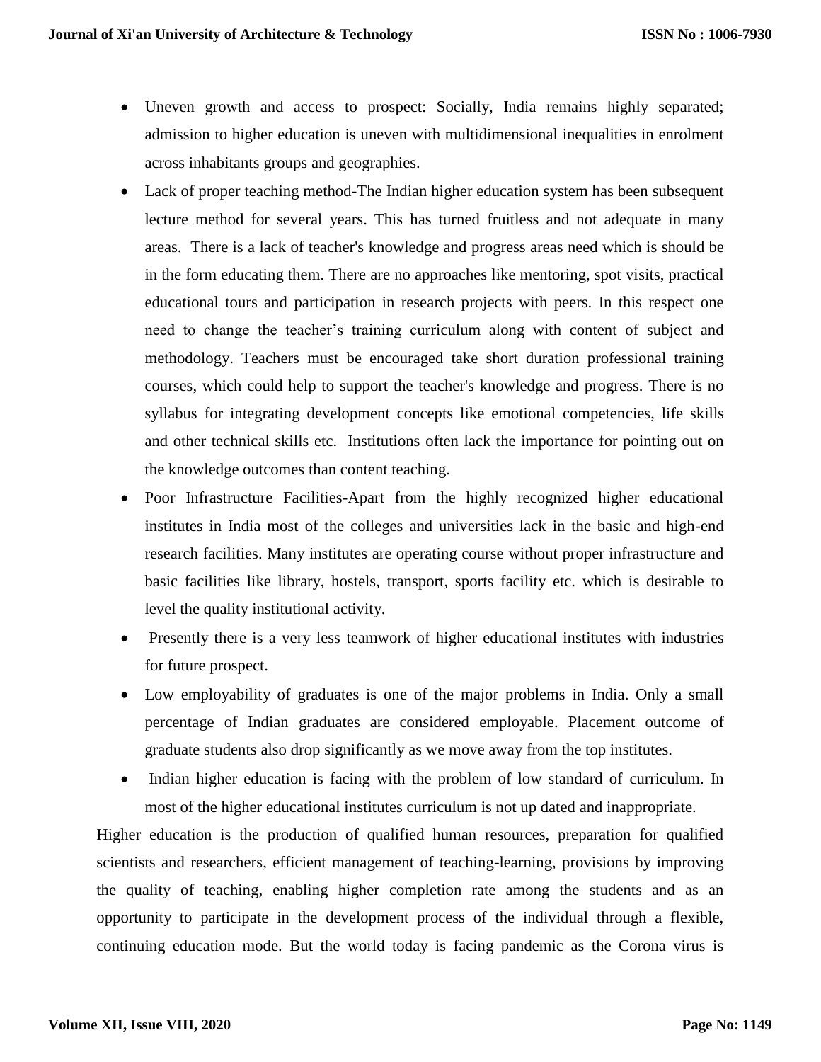- Uneven growth and access to prospect: Socially, India remains highly separated; admission to higher education is uneven with multidimensional inequalities in enrolment across inhabitants groups and geographies.
- Lack of proper teaching method-The Indian higher education system has been subsequent lecture method for several years. This has turned fruitless and not adequate in many areas. There is a lack of teacher's knowledge and progress areas need which is should be in the form educating them. There are no approaches like mentoring, spot visits, practical educational tours and participation in research projects with peers. In this respect one need to change the teacher's training curriculum along with content of subject and methodology. Teachers must be encouraged take short duration professional training courses, which could help to support the teacher's knowledge and progress. There is no syllabus for integrating development concepts like emotional competencies, life skills and other technical skills etc. Institutions often lack the importance for pointing out on the knowledge outcomes than content teaching.
- Poor Infrastructure Facilities-Apart from the highly recognized higher educational institutes in India most of the colleges and universities lack in the basic and high-end research facilities. Many institutes are operating course without proper infrastructure and basic facilities like library, hostels, transport, sports facility etc. which is desirable to level the quality institutional activity.
- Presently there is a very less teamwork of higher educational institutes with industries for future prospect.
- Low employability of graduates is one of the major problems in India. Only a small percentage of Indian graduates are considered employable. Placement outcome of graduate students also drop significantly as we move away from the top institutes.
- Indian higher education is facing with the problem of low standard of curriculum. In most of the higher educational institutes curriculum is not up dated and inappropriate.

Higher education is the production of qualified human resources, preparation for qualified scientists and researchers, efficient management of teaching-learning, provisions by improving the quality of teaching, enabling higher completion rate among the students and as an opportunity to participate in the development process of the individual through a flexible, continuing education mode. But the world today is facing pandemic as the Corona virus is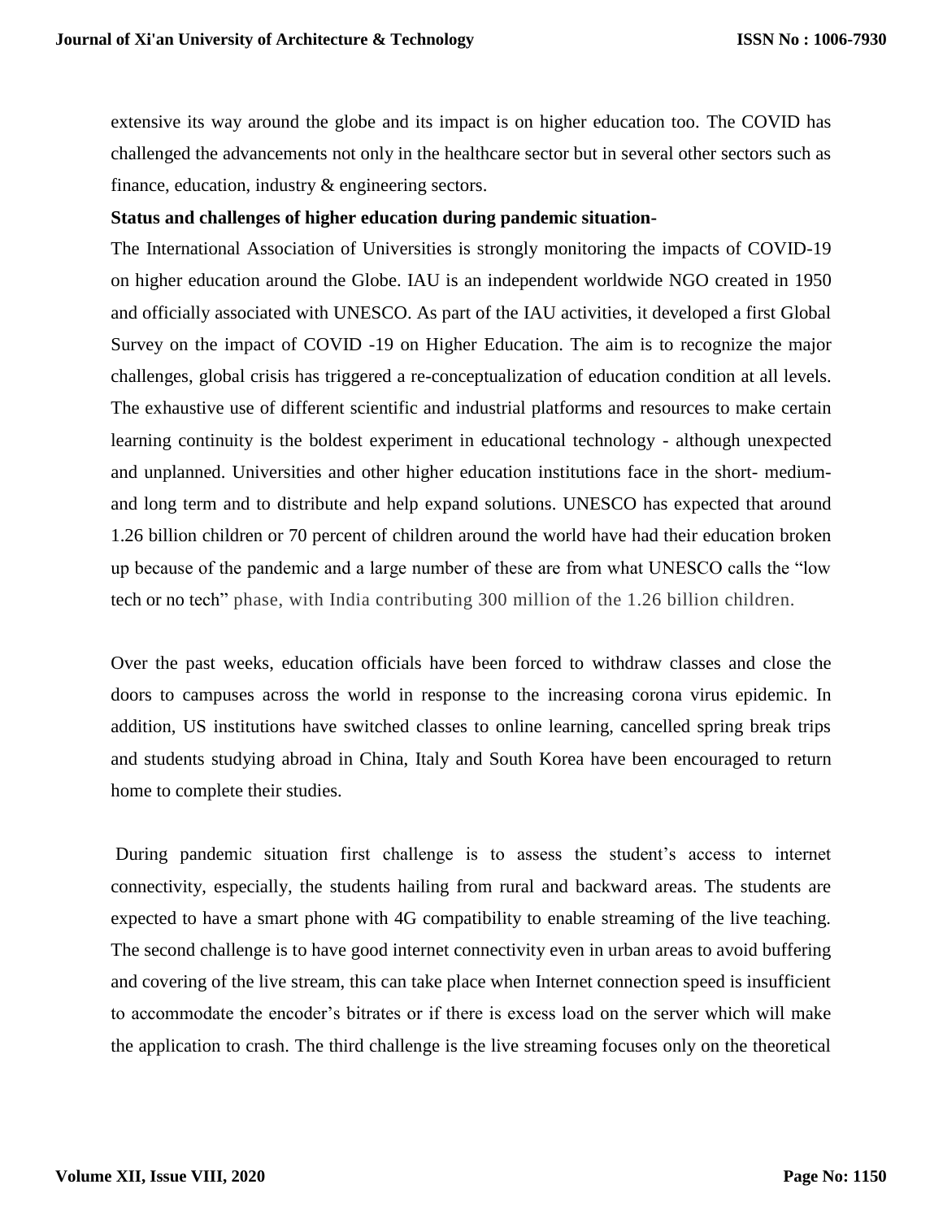extensive its way around the globe and its impact is on higher education too. The COVID has challenged the advancements not only in the healthcare sector but in several other sectors such as finance, education, industry & engineering sectors.

**Status and challenges of higher education during pandemic situation-**

The International Association of Universities is strongly monitoring the impacts of COVID-19 on higher education around the Globe. IAU is an independent worldwide NGO created in 1950 and officially associated with UNESCO. As part of the IAU activities, it developed a first Global Survey on the impact of COVID -19 on Higher Education. The aim is to recognize the major challenges, global crisis has triggered a re-conceptualization of education condition at all levels. The exhaustive use of different scientific and industrial platforms and resources to make certain learning continuity is the boldest experiment in educational technology - although unexpected and unplanned. Universities and other higher education institutions face in the short- medium- and long term and to distribute and help expand solutions. UNESCO has expected that around 1.26 billion children or 70 percent of children around the world have had their education broken up because of the pandemic and a large number of these are from what UNESCO calls the "low tech or no tech" phase, with India contributing 300 million of the 1.26 billion children.

Over the past weeks, education officials have been forced to withdraw classes and close the doors to campuses across the world in response to the increasing corona virus epidemic. In addition, US institutions have switched classes to online learning, cancelled spring break trips and students studying abroad in China, Italy and South Korea have been encouraged to return home to complete their studies.

During pandemic situation first challenge is to assess the student's access to internet connectivity, especially, the students hailing from rural and backward areas. The students are expected to have a smart phone with 4G compatibility to enable streaming of the live teaching. The second challenge is to have good internet connectivity even in urban areas to avoid buffering and covering of the live stream, this can take place when Internet connection speed is insufficient to accommodate the encoder's bitrates or if there is excess load on the server which will make the application to crash. The third challenge is the live streaming focuses only on the theoretical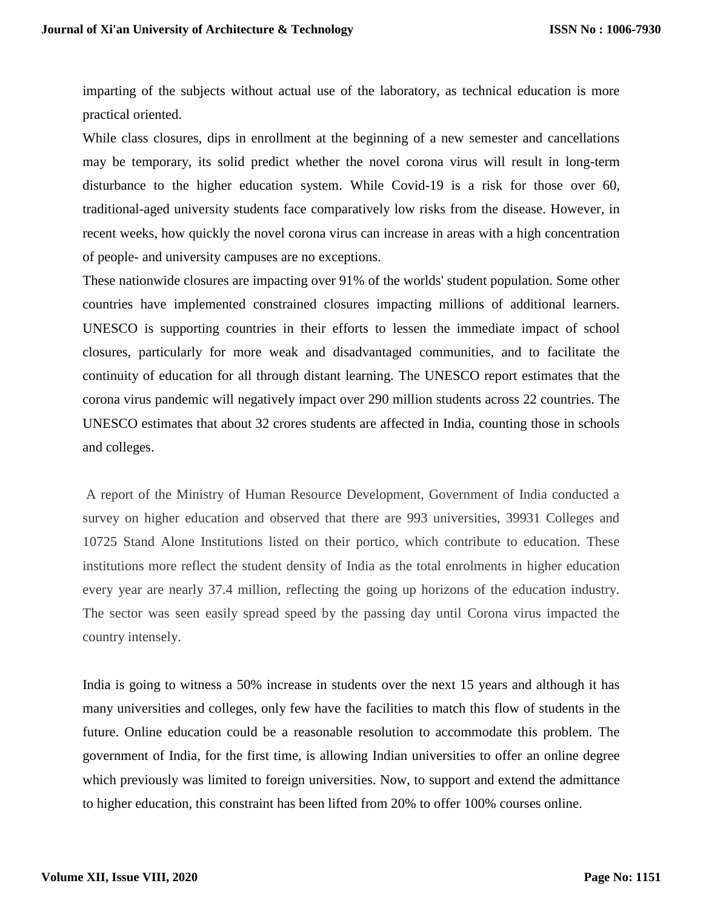imparting of the subjects without actual use of the laboratory, as technical education is more practical oriented.

While class closures, dips in enrollment at the beginning of a new semester and cancellations may be temporary, its solid predict whether the novel corona virus will result in long-term disturbance to the higher education system. While Covid-19 is a risk for those over 60, traditional-aged university students face comparatively low risks from the disease. However, in recent weeks, how quickly the novel corona virus can increase in areas with a high concentration of people- and university campuses are no exceptions.

These nationwide closures are impacting over 91% of the worlds' student population. Some other countries have implemented constrained closures impacting millions of additional learners. UNESCO is supporting countries in their efforts to lessen the immediate impact of school closures, particularly for more weak and disadvantaged communities, and to facilitate the continuity of education for all through distant learning. The UNESCO report estimates that the corona virus pandemic will negatively impact over 290 million students across 22 countries. The UNESCO estimates that about 32 crores students are affected in India, counting those in schools and colleges.

A report of the Ministry of Human Resource Development, Government of India conducted a survey on higher education and observed that there are 993 universities, 39931 Colleges and 10725 Stand Alone Institutions listed on their portico, which contribute to education. These institutions more reflect the student density of India as the total enrolments in higher education every year are nearly 37.4 million, reflecting the going up horizons of the education industry. The sector was seen easily spread speed by the passing day until Corona virus impacted the country intensely.

India is going to witness a 50% increase in students over the next 15 years and although it has many universities and colleges, only few have the facilities to match this flow of students in the future. Online education could be a reasonable resolution to accommodate this problem. The government of India, for the first time, is allowing Indian universities to offer an online degree which previously was limited to foreign universities. Now, to support and extend the admittance to higher education, this constraint has been lifted from 20% to offer 100% courses online.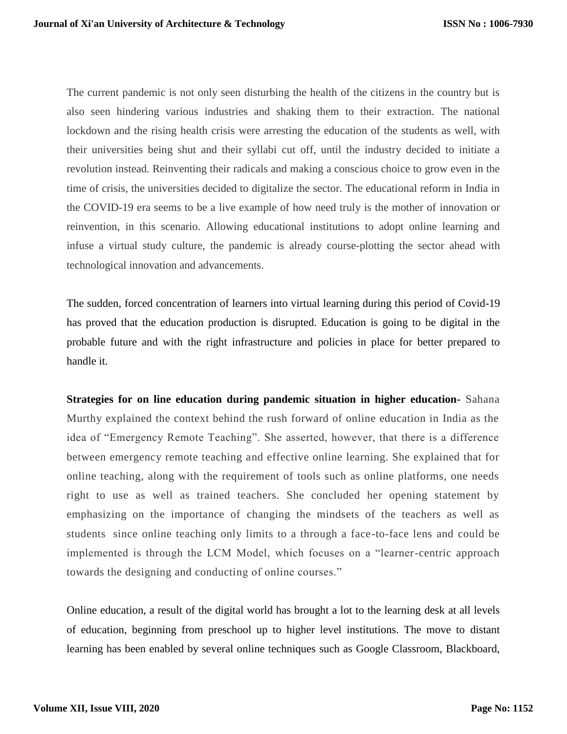The current pandemic is not only seen disturbing the health of the citizens in the country but is also seen hindering various industries and shaking them to their extraction. The national lockdown and the rising health crisis were arresting the education of the students as well, with their universities being shut and their syllabi cut off, until the industry decided to initiate a revolution instead. Reinventing their radicals and making a conscious choice to grow even in the time of crisis, the universities decided to digitalize the sector. The educational reform in India in the COVID-19 era seems to be a live example of how need truly is the mother of innovation or reinvention, in this scenario. Allowing educational institutions to adopt online learning and infuse a virtual study culture, the pandemic is already course-plotting the sector ahead with technological innovation and advancements.

The sudden, forced concentration of learners into virtual learning during this period of Covid-19 has proved that the education production is disrupted. Education is going to be digital in the probable future and with the right infrastructure and policies in place for better prepared to handle it.

**Strategies for on line education during pandemic situation in higher education-** Sahana Murthy explained the context behind the rush forward of online education in India as the idea of "Emergency Remote Teaching". She asserted, however, that there is a difference between emergency remote teaching and effective online learning. She explained that for online teaching, along with the requirement of tools such as online platforms, one needs right to use as well as trained teachers. She concluded her opening statement by emphasizing on the importance of changing the mindsets of the teachers as well as students since online teaching only limits to a through a face-to-face lens and could be implemented is through the LCM Model, which focuses on a "learner-centric approach towards the designing and conducting of online courses."

Online education, a result of the digital world has brought a lot to the learning desk at all levels of education, beginning from preschool up to higher level institutions. The move to distant learning has been enabled by several online techniques such as Google Classroom, Blackboard,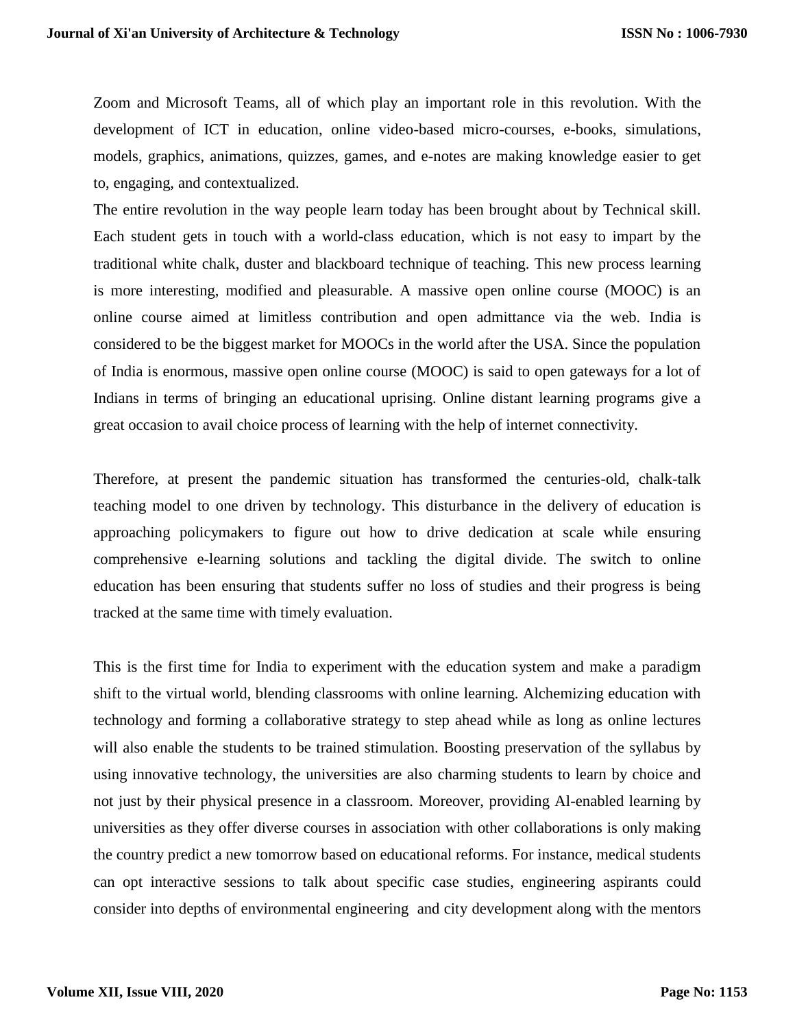Zoom and Microsoft Teams, all of which play an important role in this revolution. With the development of ICT in education, online video-based micro-courses, e-books, simulations, models, graphics, animations, quizzes, games, and e-notes are making knowledge easier to get to, engaging, and contextualized.

The entire revolution in the way people learn today has been brought about by Technical skill. Each student gets in touch with a world-class education, which is not easy to impart by the traditional white chalk, duster and blackboard technique of teaching. This new process learning is more interesting, modified and pleasurable. A massive open online course (MOOC) is an online course aimed at limitless contribution and open admittance via the web. India is considered to be the biggest market for MOOCs in the world after the USA. Since the population of India is enormous, massive open online course (MOOC) is said to open gateways for a lot of Indians in terms of bringing an educational uprising. Online distant learning programs give a great occasion to avail choice process of learning with the help of internet connectivity.

Therefore, at present the pandemic situation has transformed the centuries-old, chalk-talk teaching model to one driven by technology. This disturbance in the delivery of education is approaching policymakers to figure out how to drive dedication at scale while ensuring comprehensive e-learning solutions and tackling the digital divide. The switch to online education has been ensuring that students suffer no loss of studies and their progress is being tracked at the same time with timely evaluation.

This is the first time for India to experiment with the education system and make a paradigm shift to the virtual world, blending classrooms with online learning. Alchemizing education with technology and forming a collaborative strategy to step ahead while as long as online lectures will also enable the students to be trained stimulation. Boosting preservation of the syllabus by using innovative technology, the universities are also charming students to learn by choice and not just by their physical presence in a classroom. Moreover, providing Al-enabled learning by universities as they offer diverse courses in association with other collaborations is only making the country predict a new tomorrow based on educational reforms. For instance, medical students can opt interactive sessions to talk about specific case studies, engineering aspirants could consider into depths of environmental engineering and city development along with the mentors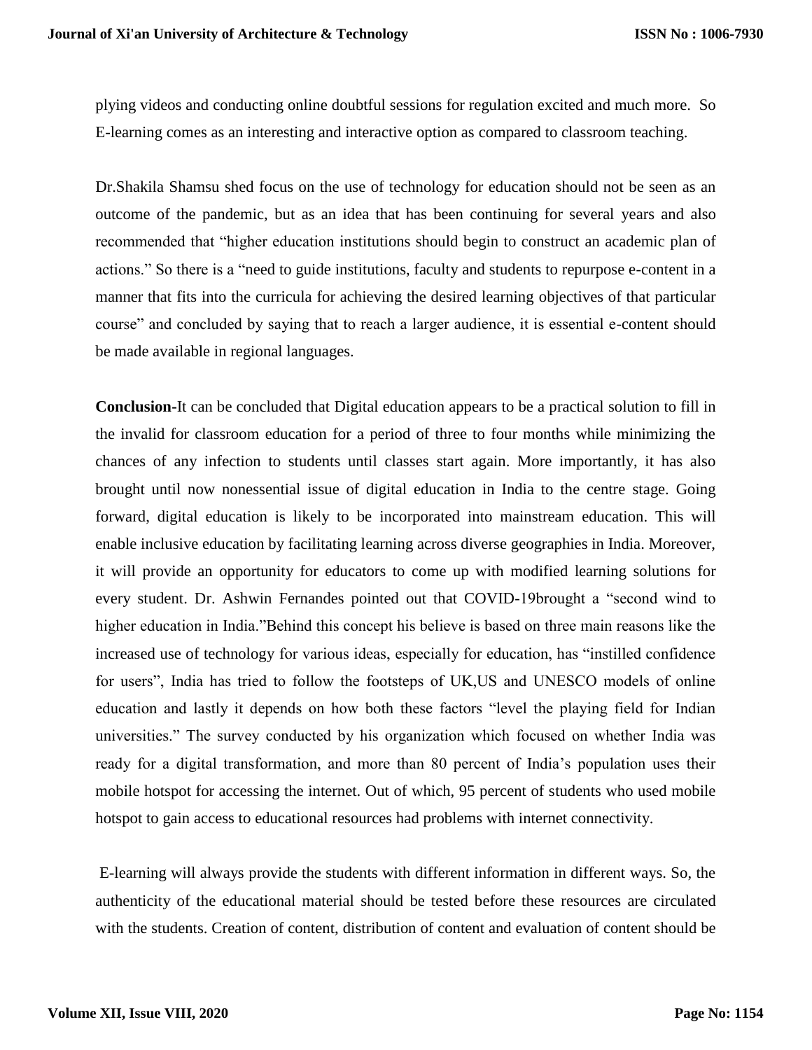plying videos and conducting online doubtful sessions for regulation excited and much more. So E-learning comes as an interesting and interactive option as compared to classroom teaching.

Dr.Shakila Shamsu shed focus on the use of technology for education should not be seen as an outcome of the pandemic, but as an idea that has been continuing for several years and also recommended that "higher education institutions should begin to construct an academic plan of actions." So there is a "need to guide institutions, faculty and students to repurpose e-content in a manner that fits into the curricula for achieving the desired learning objectives of that particular course" and concluded by saying that to reach a larger audience, it is essential e-content should be made available in regional languages.

**Conclusion-**It can be concluded that Digital education appears to be a practical solution to fill in the invalid for classroom education for a period of three to four months while minimizing the chances of any infection to students until classes start again. More importantly, it has also brought until now nonessential issue of digital education in India to the centre stage. Going forward, digital education is likely to be incorporated into mainstream education. This will enable inclusive education by facilitating learning across diverse geographies in India. Moreover, it will provide an opportunity for educators to come up with modified learning solutions for every student. Dr. Ashwin Fernandes pointed out that COVID-19brought a "second wind to higher education in India."Behind this concept his believe is based on three main reasons like the increased use of technology for various ideas, especially for education, has "instilled confidence for users", India has tried to follow the footsteps of UK,US and UNESCO models of online education and lastly it depends on how both these factors "level the playing field for Indian universities." The survey conducted by his organization which focused on whether India was ready for a digital transformation, and more than 80 percent of India's population uses their mobile hotspot for accessing the internet. Out of which, 95 percent of students who used mobile hotspot to gain access to educational resources had problems with internet connectivity.

E-learning will always provide the students with different information in different ways. So, the authenticity of the educational material should be tested before these resources are circulated with the students. Creation of content, distribution of content and evaluation of content should be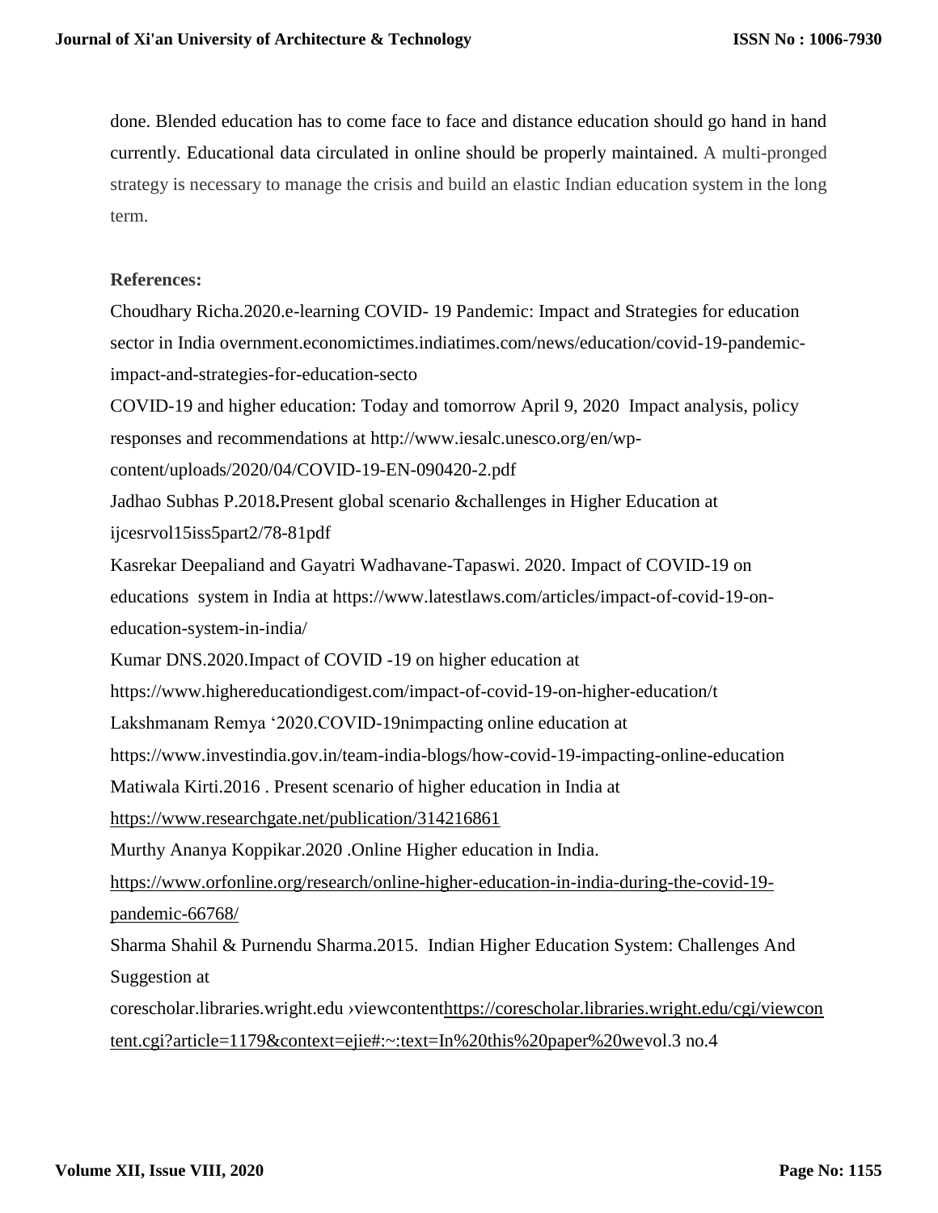done. Blended education has to come face to face and distance education should go hand in hand currently. Educational data circulated in online should be properly maintained. A multi-pronged strategy is necessary to manage the crisis and build an elastic Indian education system in the long term.

**References:**

Choudhary Richa.2020.e-learning COVID- 19 Pandemic: Impact and Strategies for education sector in India overnment.economictimes.indiatimes.com/news/education/covid-19-pandemic-impact-and-strategies-for-education-secto

COVID-19 and higher education: Today and tomorrow April 9, 2020 Impact analysis, policy responses and recommendations at http://www.iesalc.unesco.org/en/wp-content/uploads/2020/04/COVID-19-EN-090420-2.pdf

Jadhao Subhas P.2018**.**Present global scenario &challenges in Higher Education at ijcesrvol15iss5part2/78-81pdf

Kasrekar Deepaliand and Gayatri Wadhavane-Tapaswi. 2020. Impact of COVID-19 on educations system in India at https://www.latestlaws.com/articles/impact-of-covid-19-on-education-system-in-india/

Kumar DNS.2020.Impact of COVID -19 on higher education at https://www.highereducationdigest.com/impact-of-covid-19-on-higher-education/t

Lakshmanam Remya '2020.COVID-19nimpacting online education at https://www.investindia.gov.in/team-india-blogs/how-covid-19-impacting-online-education

Matiwala Kirti.2016 . Present scenario of higher education in India at https://www.researchgate.net/publication/314216861

Murthy Ananya Koppikar.2020 .Online Higher education in India. https://www.orfonline.org/research/online-higher-education-in-india-during-the-covid-19-pandemic-66768/

Sharma Shahil & Purnendu Sharma.2015. Indian Higher Education System: Challenges And Suggestion at corescholar.libraries.wright.edu ›viewcontenthttps://corescholar.libraries.wright.edu/cgi/viewcontent.cgi?article=1179&context=ejie#:~:text=In%20this%20paper%20wevol.3 no.4